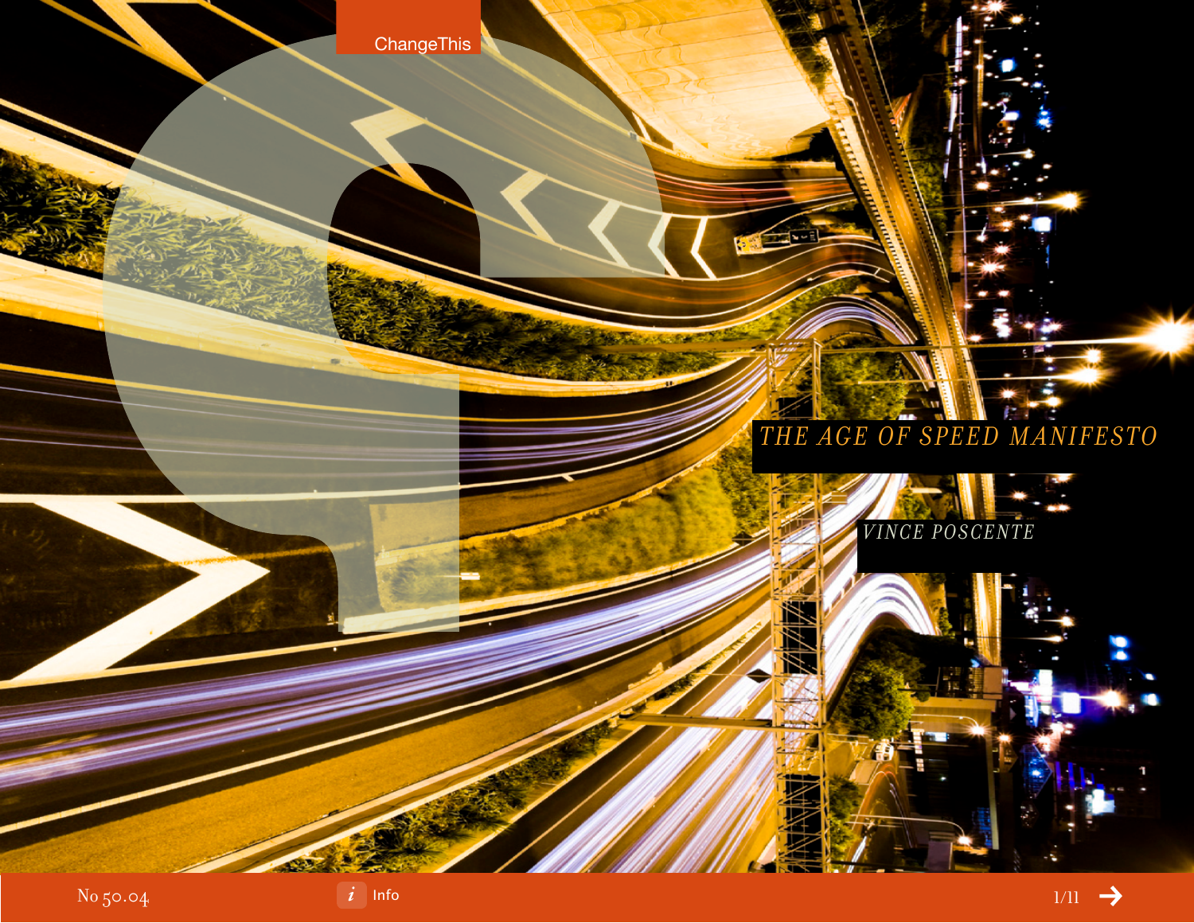# THE AGE OF SPEED MANIFESTO

VINCE POSCENTE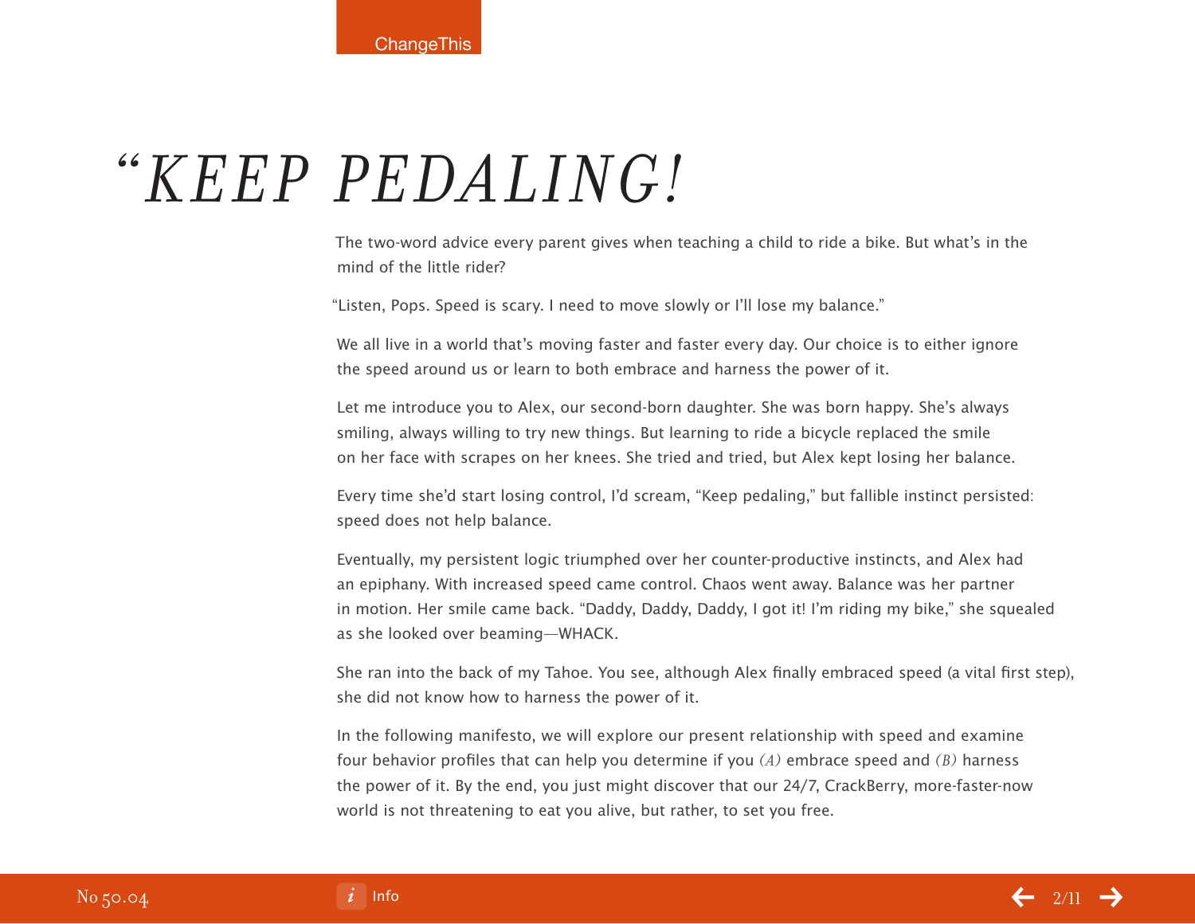# *"KEEP PEDALING!*

The two-word advice every parent gives when teaching a child to ride a bike. But what's in the mind of the little rider?

"Listen, Pops. Speed is scary. I need to move slowly or I'll lose my balance."

We all live in a world that's moving faster and faster every day. Our choice is to either ignore the speed around us or learn to both embrace and harness the power of it.

Let me introduce you to Alex, our second-born daughter. She was born happy. She's always smiling, always willing to try new things. But learning to ride a bicycle replaced the smile on her face with scrapes on her knees. She tried and tried, but Alex kept losing her balance.

Every time she'd start losing control, I'd scream, "Keep pedaling," but fallible instinct persisted: speed does not help balance.

Eventually, my persistent logic triumphed over her counter-productive instincts, and Alex had an epiphany. With increased speed came control. Chaos went away. Balance was her partner in motion. Her smile came back. "Daddy, Daddy, Daddy, I got it! I'm riding my bike," she squealed as she looked over beaming—WHACK.

She ran into the back of my Tahoe. You see, although Alex finally embraced speed (a vital first step), she did not know how to harness the power of it.

In the following manifesto, we will explore our present relationship with speed and examine four behavior profiles that can help you determine if you *(A)* embrace speed and *(B)* harness the power of it. By the end, you just might discover that our 24/7, CrackBerry, more-faster-now world is not threatening to eat you alive, but rather, to set you free.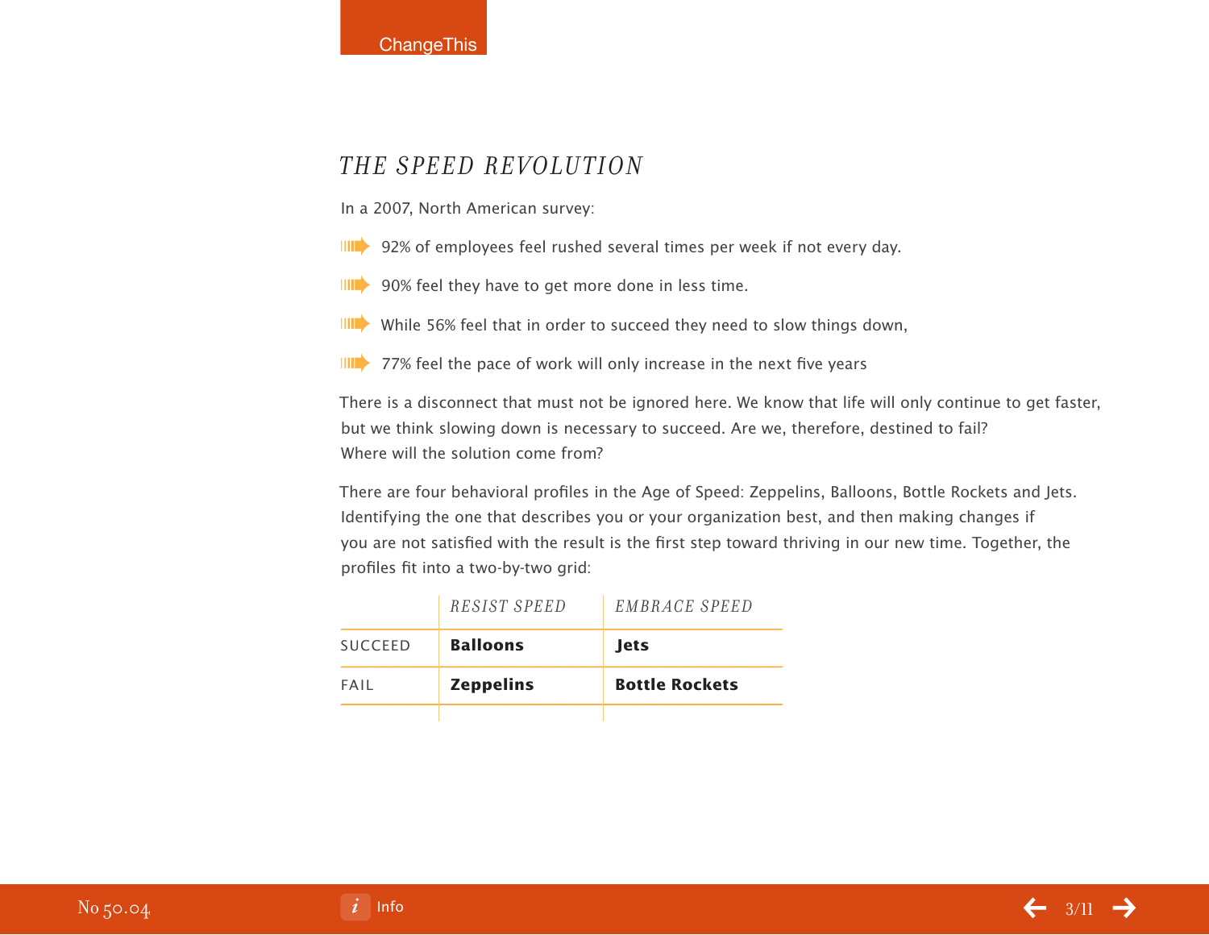## *THE SPEED REVOLUTION*

In a 2007, North American survey:

- 92% of employees feel rushed several times per week if not every day.
- 90% feel they have to get more done in less time.
- While 56% feel that in order to succeed they need to slow things down,
- 77% feel the pace of work will only increase in the next five years

There is a disconnect that must not be ignored here. We know that life will only continue to get faster, but we think slowing down is necessary to succeed. Are we, therefore, destined to fail? Where will the solution come from?

There are four behavioral profiles in the Age of Speed: Zeppelins, Balloons, Bottle Rockets and Jets. Identifying the one that describes you or your organization best, and then making changes if you are not satisfied with the result is the first step toward thriving in our new time. Together, the profiles fit into a two-by-two grid:

| | *RESIST SPEED* | *EMBRACE SPEED* |
|---|---|---|
| SUCCEED | **Balloons** | **Jets** |
| FAIL | **Zeppelins** | **Bottle Rockets** |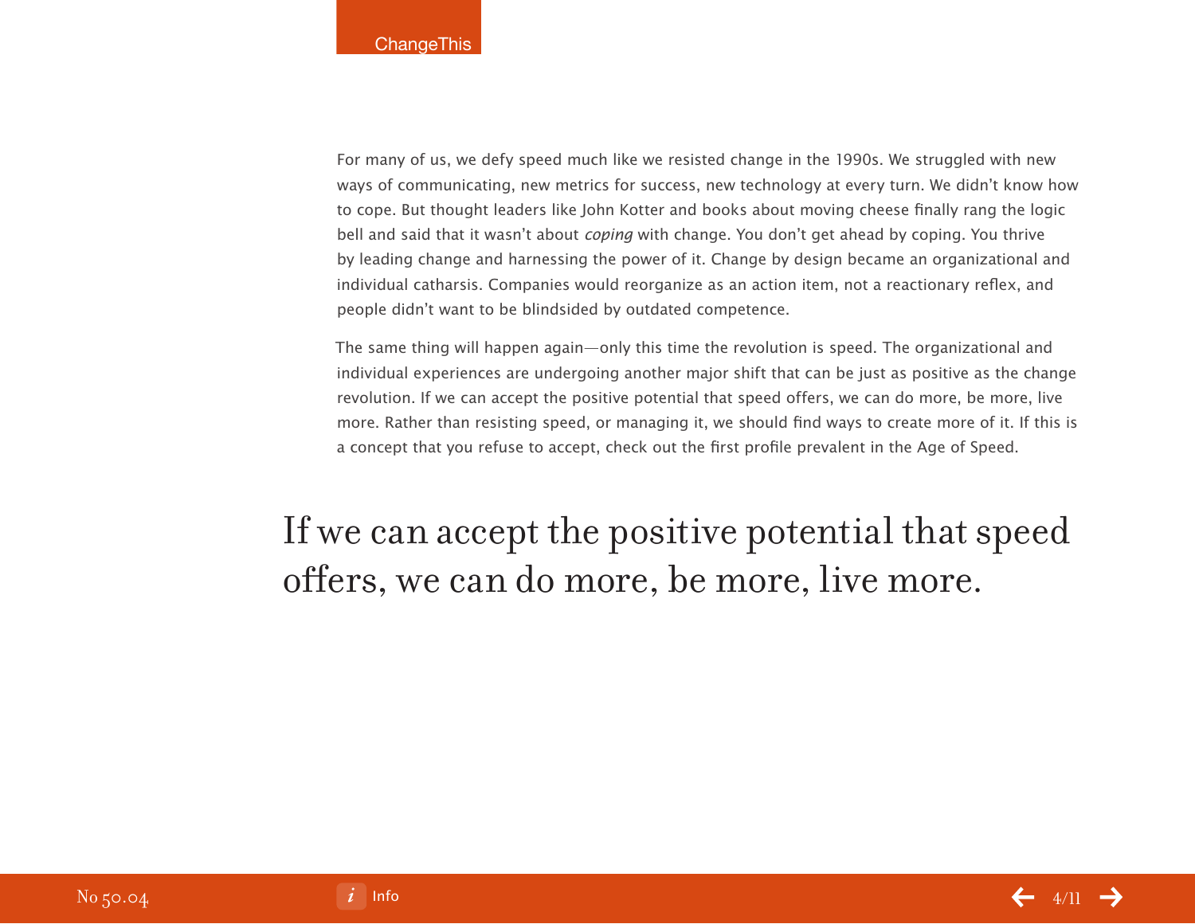For many of us, we defy speed much like we resisted change in the 1990s. We struggled with new ways of communicating, new metrics for success, new technology at every turn. We didn't know how to cope. But thought leaders like John Kotter and books about moving cheese finally rang the logic bell and said that it wasn't about *coping* with change. You don't get ahead by coping. You thrive by leading change and harnessing the power of it. Change by design became an organizational and individual catharsis. Companies would reorganize as an action item, not a reactionary reflex, and people didn't want to be blindsided by outdated competence.

The same thing will happen again—only this time the revolution is speed. The organizational and individual experiences are undergoing another major shift that can be just as positive as the change revolution. If we can accept the positive potential that speed offers, we can do more, be more, live more. Rather than resisting speed, or managing it, we should find ways to create more of it. If this is a concept that you refuse to accept, check out the first profile prevalent in the Age of Speed.

> If we can accept the positive potential that speed offers, we can do more, be more, live more.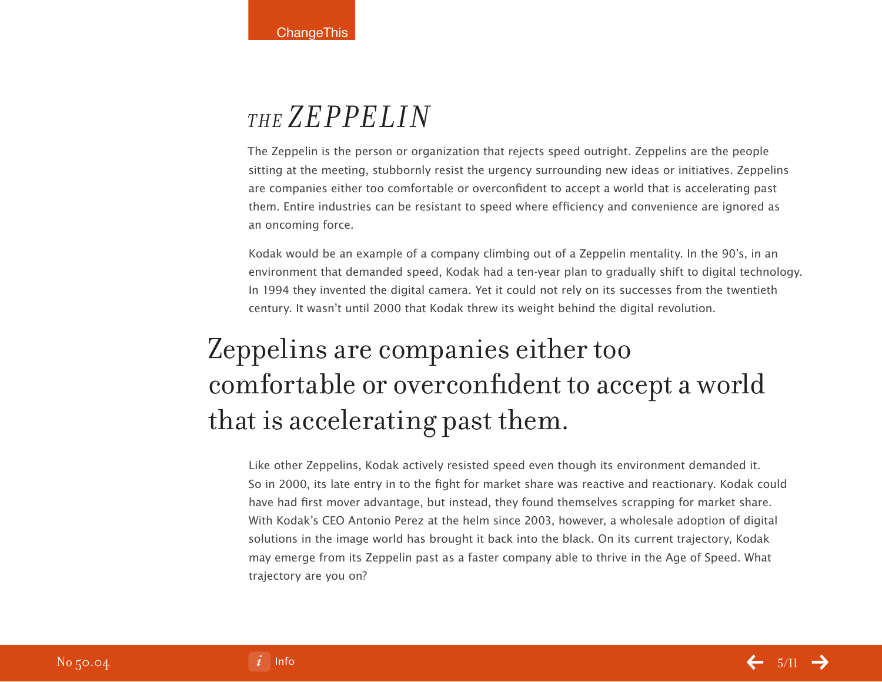# THE ZEPPELIN

The Zeppelin is the person or organization that rejects speed outright. Zeppelins are the people sitting at the meeting, stubbornly resist the urgency surrounding new ideas or initiatives. Zeppelins are companies either too comfortable or overconfident to accept a world that is accelerating past them. Entire industries can be resistant to speed where efficiency and convenience are ignored as an oncoming force.

Kodak would be an example of a company climbing out of a Zeppelin mentality. In the 90's, in an environment that demanded speed, Kodak had a ten-year plan to gradually shift to digital technology. In 1994 they invented the digital camera. Yet it could not rely on its successes from the twentieth century. It wasn't until 2000 that Kodak threw its weight behind the digital revolution.

> Zeppelins are companies either too comfortable or overconfident to accept a world that is accelerating past them.

Like other Zeppelins, Kodak actively resisted speed even though its environment demanded it. So in 2000, its late entry in to the fight for market share was reactive and reactionary. Kodak could have had first mover advantage, but instead, they found themselves scrapping for market share. With Kodak's CEO Antonio Perez at the helm since 2003, however, a wholesale adoption of digital solutions in the image world has brought it back into the black. On its current trajectory, Kodak may emerge from its Zeppelin past as a faster company able to thrive in the Age of Speed. What trajectory are you on?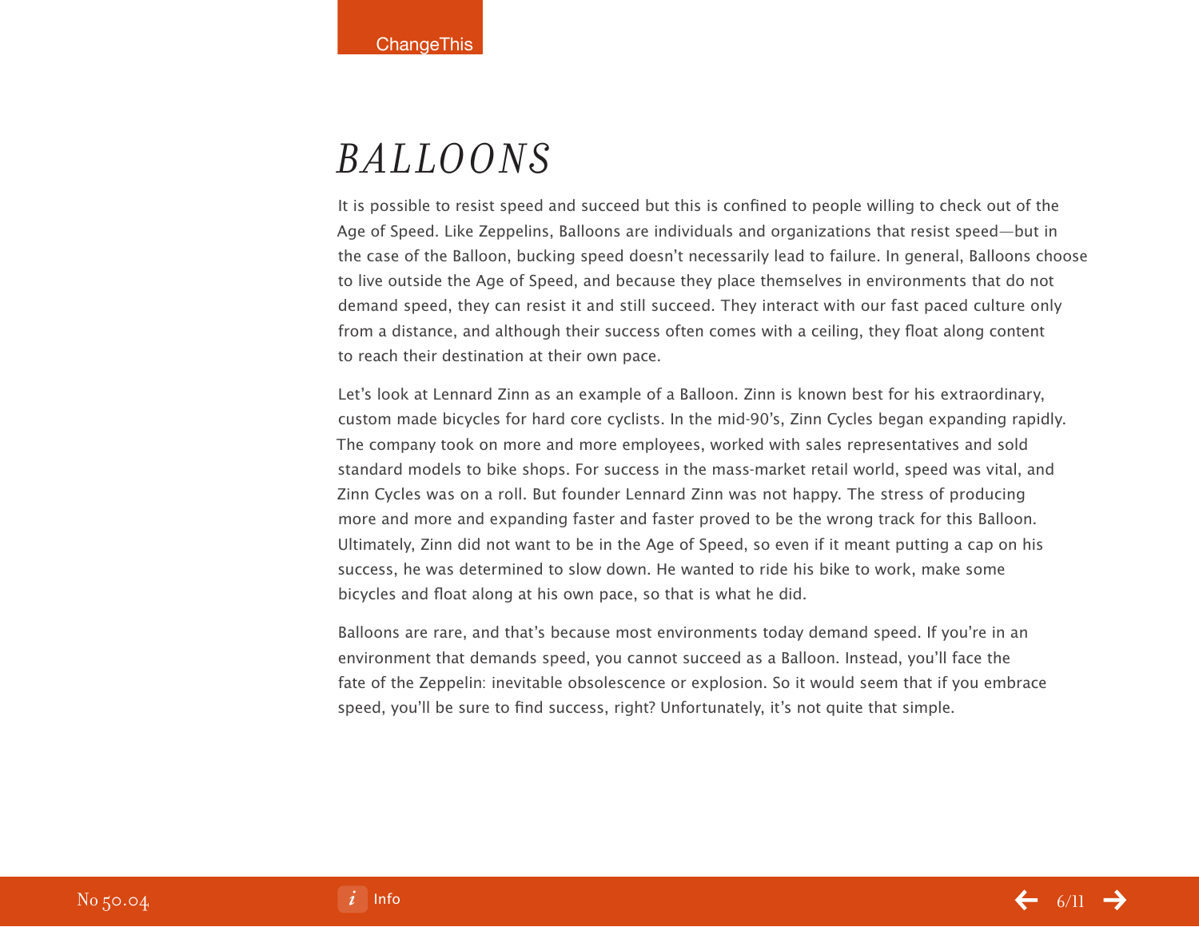# *BALLOONS*

It is possible to resist speed and succeed but this is confined to people willing to check out of the Age of Speed. Like Zeppelins, Balloons are individuals and organizations that resist speed—but in the case of the Balloon, bucking speed doesn't necessarily lead to failure. In general, Balloons choose to live outside the Age of Speed, and because they place themselves in environments that do not demand speed, they can resist it and still succeed. They interact with our fast paced culture only from a distance, and although their success often comes with a ceiling, they float along content to reach their destination at their own pace.

Let's look at Lennard Zinn as an example of a Balloon. Zinn is known best for his extraordinary, custom made bicycles for hard core cyclists. In the mid-90's, Zinn Cycles began expanding rapidly. The company took on more and more employees, worked with sales representatives and sold standard models to bike shops. For success in the mass-market retail world, speed was vital, and Zinn Cycles was on a roll. But founder Lennard Zinn was not happy. The stress of producing more and more and expanding faster and faster proved to be the wrong track for this Balloon. Ultimately, Zinn did not want to be in the Age of Speed, so even if it meant putting a cap on his success, he was determined to slow down. He wanted to ride his bike to work, make some bicycles and float along at his own pace, so that is what he did.

Balloons are rare, and that's because most environments today demand speed. If you're in an environment that demands speed, you cannot succeed as a Balloon. Instead, you'll face the fate of the Zeppelin: inevitable obsolescence or explosion. So it would seem that if you embrace speed, you'll be sure to find success, right? Unfortunately, it's not quite that simple.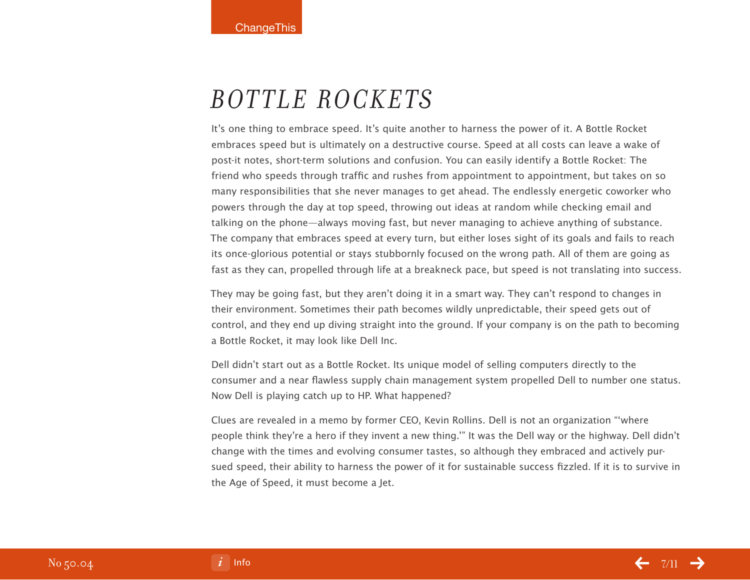# *BOTTLE ROCKETS*

It's one thing to embrace speed. It's quite another to harness the power of it. A Bottle Rocket embraces speed but is ultimately on a destructive course. Speed at all costs can leave a wake of post-it notes, short-term solutions and confusion. You can easily identify a Bottle Rocket: The friend who speeds through traffic and rushes from appointment to appointment, but takes on so many responsibilities that she never manages to get ahead. The endlessly energetic coworker who powers through the day at top speed, throwing out ideas at random while checking email and talking on the phone—always moving fast, but never managing to achieve anything of substance. The company that embraces speed at every turn, but either loses sight of its goals and fails to reach its once-glorious potential or stays stubbornly focused on the wrong path. All of them are going as fast as they can, propelled through life at a breakneck pace, but speed is not translating into success.

They may be going fast, but they aren't doing it in a smart way. They can't respond to changes in their environment. Sometimes their path becomes wildly unpredictable, their speed gets out of control, and they end up diving straight into the ground. If your company is on the path to becoming a Bottle Rocket, it may look like Dell Inc.

Dell didn't start out as a Bottle Rocket. Its unique model of selling computers directly to the consumer and a near flawless supply chain management system propelled Dell to number one status. Now Dell is playing catch up to HP. What happened?

Clues are revealed in a memo by former CEO, Kevin Rollins. Dell is not an organization "'where people think they're a hero if they invent a new thing.'" It was the Dell way or the highway. Dell didn't change with the times and evolving consumer tastes, so although they embraced and actively pursued speed, their ability to harness the power of it for sustainable success fizzled. If it is to survive in the Age of Speed, it must become a Jet.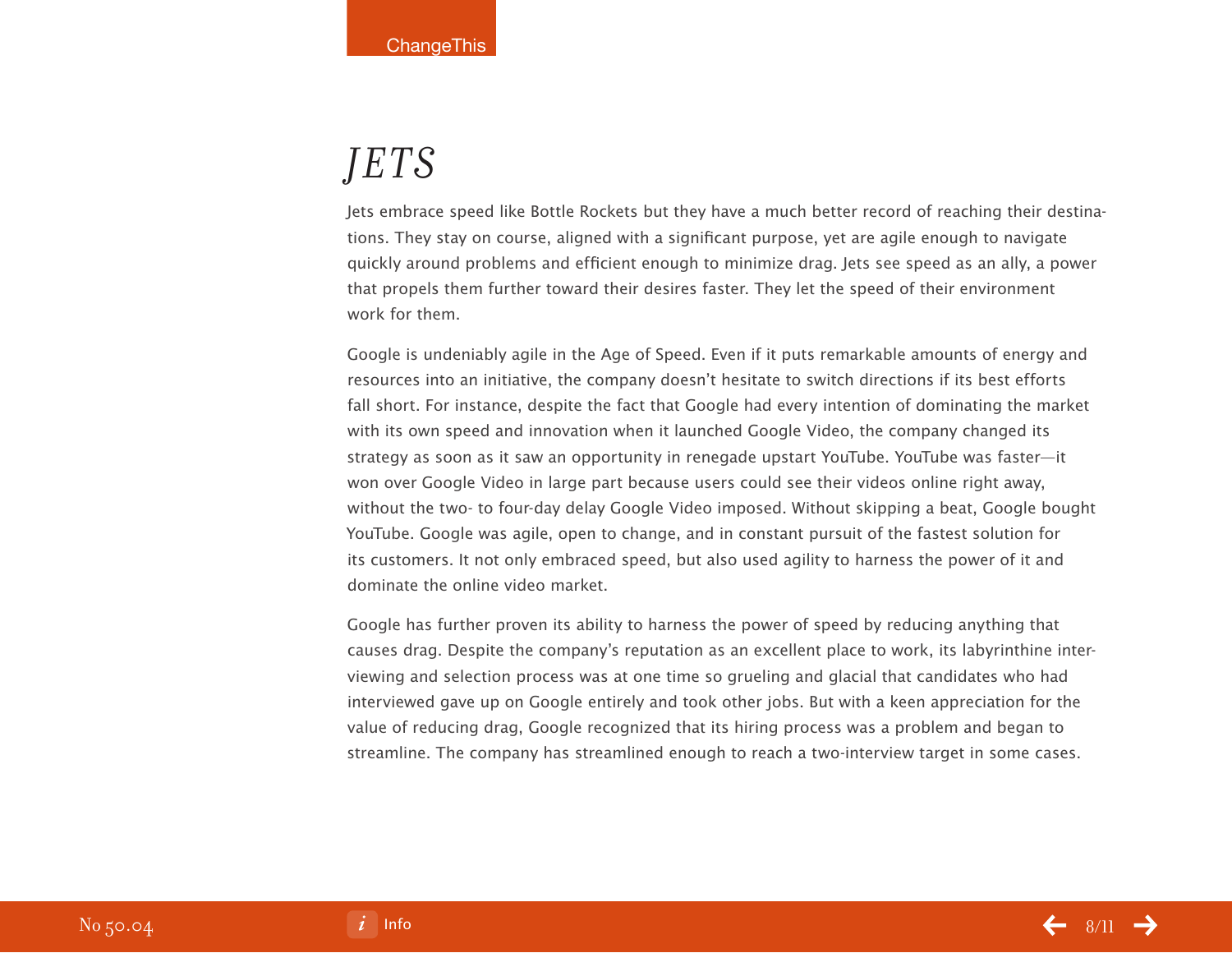# *JETS*

Jets embrace speed like Bottle Rockets but they have a much better record of reaching their destinations. They stay on course, aligned with a significant purpose, yet are agile enough to navigate quickly around problems and efficient enough to minimize drag. Jets see speed as an ally, a power that propels them further toward their desires faster. They let the speed of their environment work for them.

Google is undeniably agile in the Age of Speed. Even if it puts remarkable amounts of energy and resources into an initiative, the company doesn't hesitate to switch directions if its best efforts fall short. For instance, despite the fact that Google had every intention of dominating the market with its own speed and innovation when it launched Google Video, the company changed its strategy as soon as it saw an opportunity in renegade upstart YouTube. YouTube was faster—it won over Google Video in large part because users could see their videos online right away, without the two- to four-day delay Google Video imposed. Without skipping a beat, Google bought YouTube. Google was agile, open to change, and in constant pursuit of the fastest solution for its customers. It not only embraced speed, but also used agility to harness the power of it and dominate the online video market.

Google has further proven its ability to harness the power of speed by reducing anything that causes drag. Despite the company's reputation as an excellent place to work, its labyrinthine interviewing and selection process was at one time so grueling and glacial that candidates who had interviewed gave up on Google entirely and took other jobs. But with a keen appreciation for the value of reducing drag, Google recognized that its hiring process was a problem and began to streamline. The company has streamlined enough to reach a two-interview target in some cases.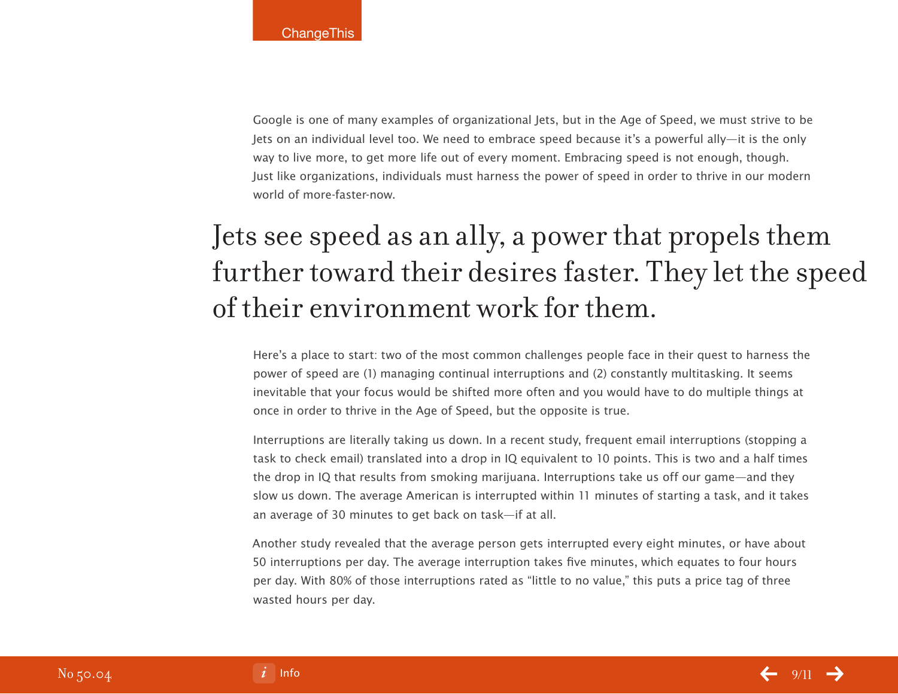Google is one of many examples of organizational Jets, but in the Age of Speed, we must strive to be Jets on an individual level too. We need to embrace speed because it's a powerful ally—it is the only way to live more, to get more life out of every moment. Embracing speed is not enough, though. Just like organizations, individuals must harness the power of speed in order to thrive in our modern world of more-faster-now.

> Jets see speed as an ally, a power that propels them further toward their desires faster. They let the speed of their environment work for them.

Here's a place to start: two of the most common challenges people face in their quest to harness the power of speed are (1) managing continual interruptions and (2) constantly multitasking. It seems inevitable that your focus would be shifted more often and you would have to do multiple things at once in order to thrive in the Age of Speed, but the opposite is true.

Interruptions are literally taking us down. In a recent study, frequent email interruptions (stopping a task to check email) translated into a drop in IQ equivalent to 10 points. This is two and a half times the drop in IQ that results from smoking marijuana. Interruptions take us off our game—and they slow us down. The average American is interrupted within 11 minutes of starting a task, and it takes an average of 30 minutes to get back on task—if at all.

Another study revealed that the average person gets interrupted every eight minutes, or have about 50 interruptions per day. The average interruption takes five minutes, which equates to four hours per day. With 80% of those interruptions rated as "little to no value," this puts a price tag of three wasted hours per day.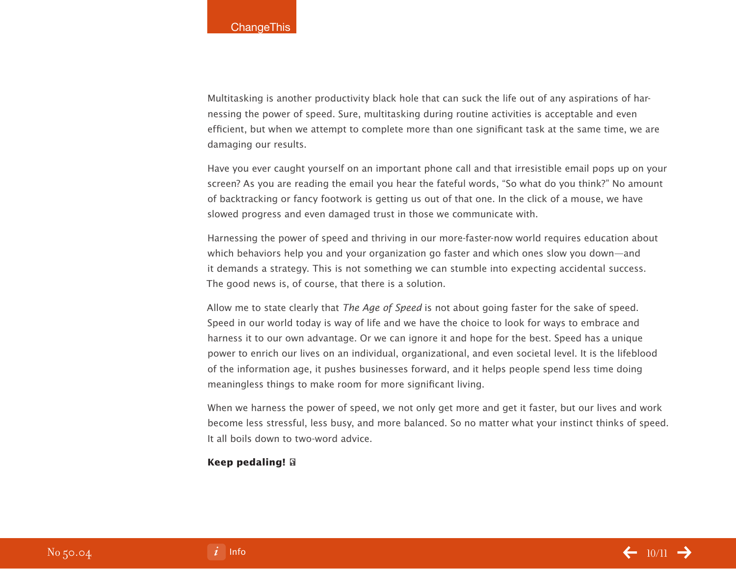Multitasking is another productivity black hole that can suck the life out of any aspirations of harnessing the power of speed. Sure, multitasking during routine activities is acceptable and even efficient, but when we attempt to complete more than one significant task at the same time, we are damaging our results.

Have you ever caught yourself on an important phone call and that irresistible email pops up on your screen? As you are reading the email you hear the fateful words, "So what do you think?" No amount of backtracking or fancy footwork is getting us out of that one. In the click of a mouse, we have slowed progress and even damaged trust in those we communicate with.

Harnessing the power of speed and thriving in our more-faster-now world requires education about which behaviors help you and your organization go faster and which ones slow you down—and it demands a strategy. This is not something we can stumble into expecting accidental success. The good news is, of course, that there is a solution.

Allow me to state clearly that *The Age of Speed* is not about going faster for the sake of speed. Speed in our world today is way of life and we have the choice to look for ways to embrace and harness it to our own advantage. Or we can ignore it and hope for the best. Speed has a unique power to enrich our lives on an individual, organizational, and even societal level. It is the lifeblood of the information age, it pushes businesses forward, and it helps people spend less time doing meaningless things to make room for more significant living.

When we harness the power of speed, we not only get more and get it faster, but our lives and work become less stressful, less busy, and more balanced. So no matter what your instinct thinks of speed. It all boils down to two-word advice.

**Keep pedaling!**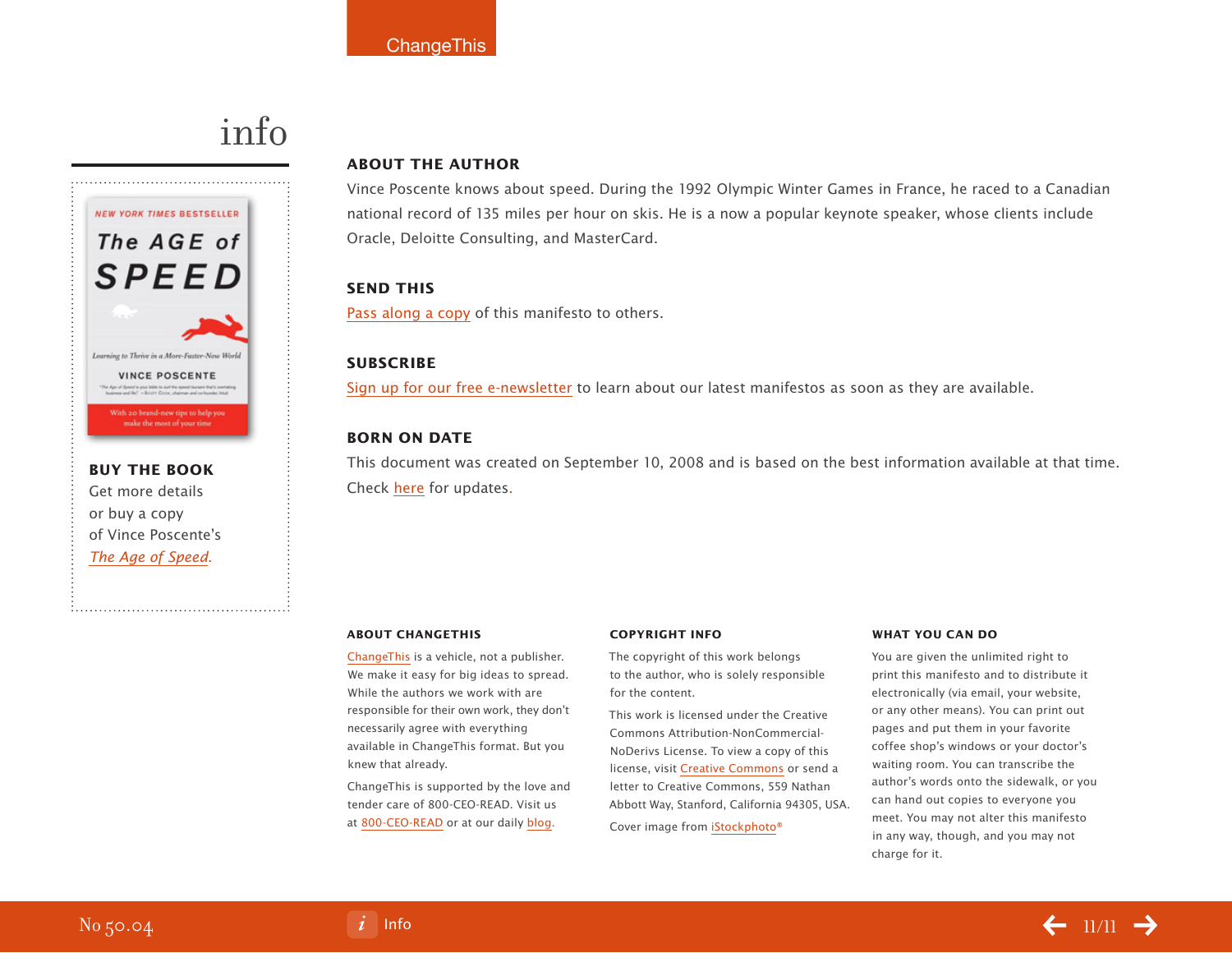# info

**BUY THE BOOK**
Get more details or buy a copy of Vince Poscente's *The Age of Speed*.

## ABOUT THE AUTHOR

Vince Poscente knows about speed. During the 1992 Olympic Winter Games in France, he raced to a Canadian national record of 135 miles per hour on skis. He is a now a popular keynote speaker, whose clients include Oracle, Deloitte Consulting, and MasterCard.

## SEND THIS

Pass along a copy of this manifesto to others.

## SUBSCRIBE

Sign up for our free e-newsletter to learn about our latest manifestos as soon as they are available.

## BORN ON DATE

This document was created on September 10, 2008 and is based on the best information available at that time. Check here for updates.

### ABOUT CHANGETHIS

ChangeThis is a vehicle, not a publisher. We make it easy for big ideas to spread. While the authors we work with are responsible for their own work, they don't necessarily agree with everything available in ChangeThis format. But you knew that already.

ChangeThis is supported by the love and tender care of 800-CEO-READ. Visit us at 800-CEO-READ or at our daily blog.

### COPYRIGHT INFO

The copyright of this work belongs to the author, who is solely responsible for the content.

This work is licensed under the Creative Commons Attribution-NonCommercial-NoDerivs License. To view a copy of this license, visit Creative Commons or send a letter to Creative Commons, 559 Nathan Abbott Way, Stanford, California 94305, USA.

Cover image from iStockphoto®

### WHAT YOU CAN DO

You are given the unlimited right to print this manifesto and to distribute it electronically (via email, your website, or any other means). You can print out pages and put them in your favorite coffee shop's windows or your doctor's waiting room. You can transcribe the author's words onto the sidewalk, or you can hand out copies to everyone you meet. You may not alter this manifesto in any way, though, and you may not charge for it.